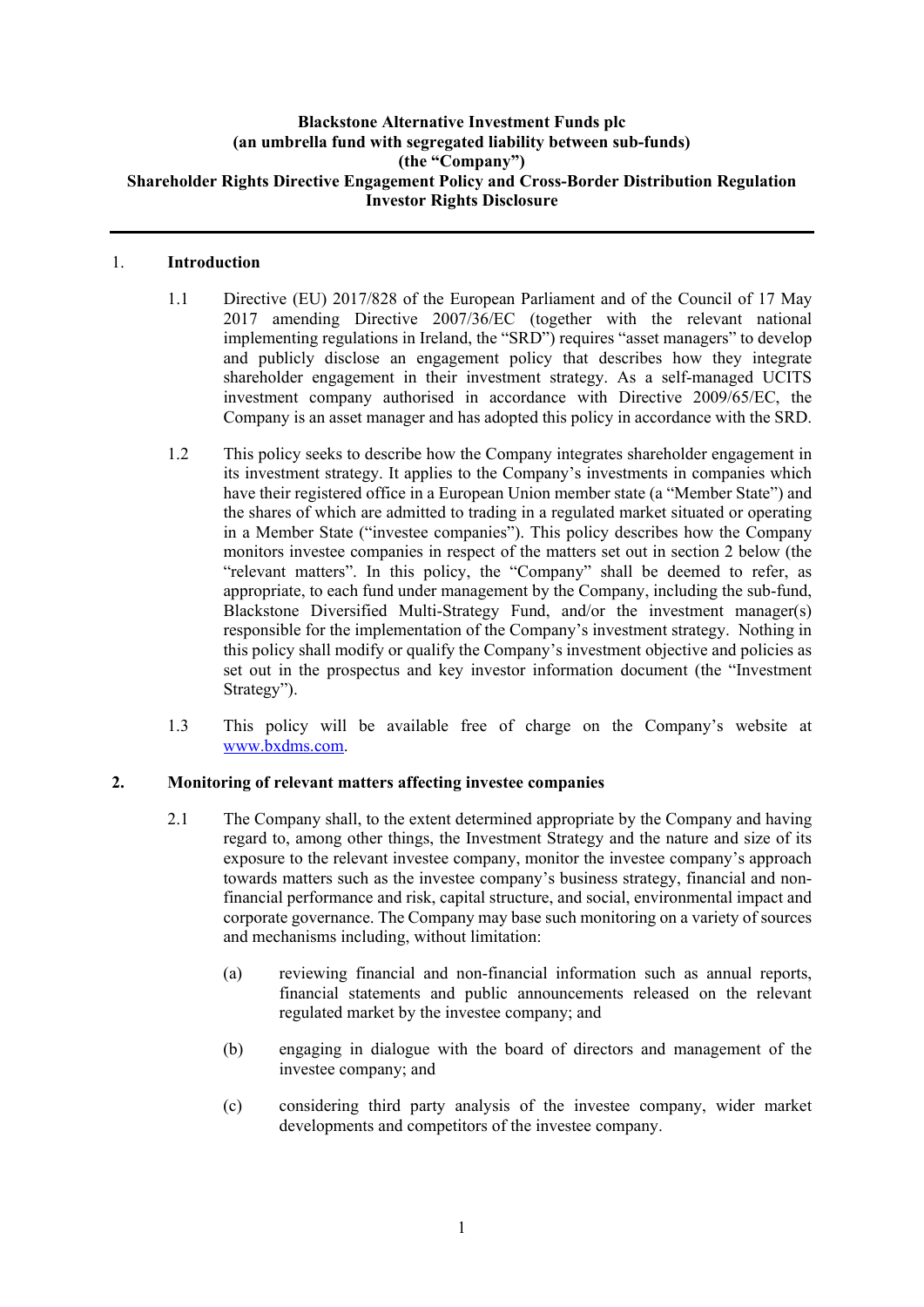**Blackstone Alternative Investment Funds plc**
**(an umbrella fund with segregated liability between sub-funds)**
**(the "Company")**
**Shareholder Rights Directive Engagement Policy and Cross-Border Distribution Regulation Investor Rights Disclosure**

---

## 1. Introduction

1.1 Directive (EU) 2017/828 of the European Parliament and of the Council of 17 May 2017 amending Directive 2007/36/EC (together with the relevant national implementing regulations in Ireland, the "SRD") requires "asset managers" to develop and publicly disclose an engagement policy that describes how they integrate shareholder engagement in their investment strategy. As a self-managed UCITS investment company authorised in accordance with Directive 2009/65/EC, the Company is an asset manager and has adopted this policy in accordance with the SRD.

1.2 This policy seeks to describe how the Company integrates shareholder engagement in its investment strategy. It applies to the Company's investments in companies which have their registered office in a European Union member state (a "Member State") and the shares of which are admitted to trading in a regulated market situated or operating in a Member State ("investee companies"). This policy describes how the Company monitors investee companies in respect of the matters set out in section 2 below (the "relevant matters". In this policy, the "Company" shall be deemed to refer, as appropriate, to each fund under management by the Company, including the sub-fund, Blackstone Diversified Multi-Strategy Fund, and/or the investment manager(s) responsible for the implementation of the Company's investment strategy. Nothing in this policy shall modify or qualify the Company's investment objective and policies as set out in the prospectus and key investor information document (the "Investment Strategy").

1.3 This policy will be available free of charge on the Company's website at www.bxdms.com.

## 2. Monitoring of relevant matters affecting investee companies

2.1 The Company shall, to the extent determined appropriate by the Company and having regard to, among other things, the Investment Strategy and the nature and size of its exposure to the relevant investee company, monitor the investee company's approach towards matters such as the investee company's business strategy, financial and non-financial performance and risk, capital structure, and social, environmental impact and corporate governance. The Company may base such monitoring on a variety of sources and mechanisms including, without limitation:

(a) reviewing financial and non-financial information such as annual reports, financial statements and public announcements released on the relevant regulated market by the investee company; and

(b) engaging in dialogue with the board of directors and management of the investee company; and

(c) considering third party analysis of the investee company, wider market developments and competitors of the investee company.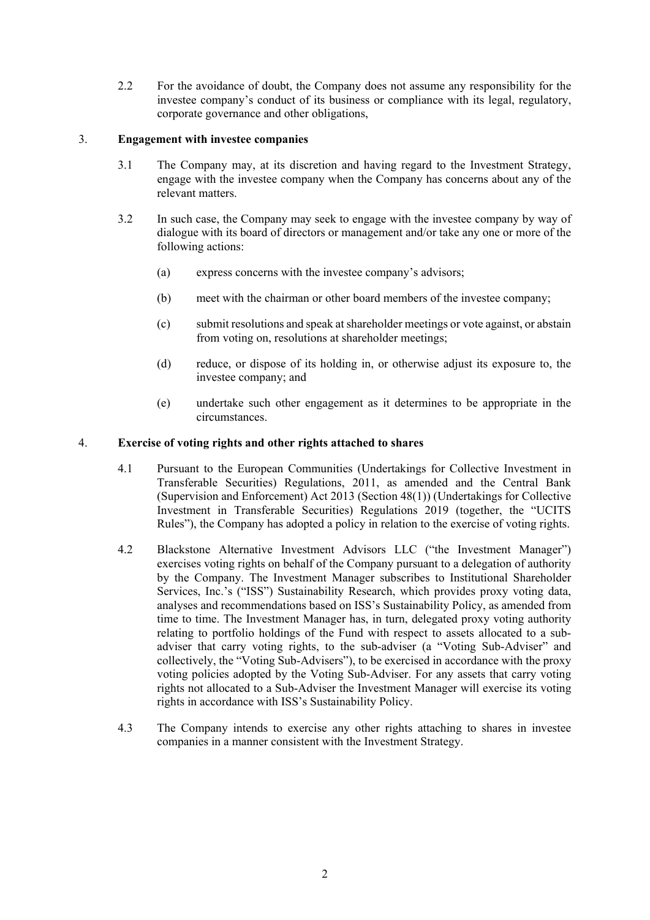2.2 For the avoidance of doubt, the Company does not assume any responsibility for the investee company's conduct of its business or compliance with its legal, regulatory, corporate governance and other obligations,

## 3. Engagement with investee companies

3.1 The Company may, at its discretion and having regard to the Investment Strategy, engage with the investee company when the Company has concerns about any of the relevant matters.

3.2 In such case, the Company may seek to engage with the investee company by way of dialogue with its board of directors or management and/or take any one or more of the following actions:

(a) express concerns with the investee company's advisors;

(b) meet with the chairman or other board members of the investee company;

(c) submit resolutions and speak at shareholder meetings or vote against, or abstain from voting on, resolutions at shareholder meetings;

(d) reduce, or dispose of its holding in, or otherwise adjust its exposure to, the investee company; and

(e) undertake such other engagement as it determines to be appropriate in the circumstances.

## 4. Exercise of voting rights and other rights attached to shares

4.1 Pursuant to the European Communities (Undertakings for Collective Investment in Transferable Securities) Regulations, 2011, as amended and the Central Bank (Supervision and Enforcement) Act 2013 (Section 48(1)) (Undertakings for Collective Investment in Transferable Securities) Regulations 2019 (together, the "UCITS Rules"), the Company has adopted a policy in relation to the exercise of voting rights.

4.2 Blackstone Alternative Investment Advisors LLC ("the Investment Manager") exercises voting rights on behalf of the Company pursuant to a delegation of authority by the Company. The Investment Manager subscribes to Institutional Shareholder Services, Inc.'s ("ISS") Sustainability Research, which provides proxy voting data, analyses and recommendations based on ISS's Sustainability Policy, as amended from time to time. The Investment Manager has, in turn, delegated proxy voting authority relating to portfolio holdings of the Fund with respect to assets allocated to a sub-adviser that carry voting rights, to the sub-adviser (a "Voting Sub-Adviser" and collectively, the "Voting Sub-Advisers"), to be exercised in accordance with the proxy voting policies adopted by the Voting Sub-Adviser. For any assets that carry voting rights not allocated to a Sub-Adviser the Investment Manager will exercise its voting rights in accordance with ISS's Sustainability Policy.

4.3 The Company intends to exercise any other rights attaching to shares in investee companies in a manner consistent with the Investment Strategy.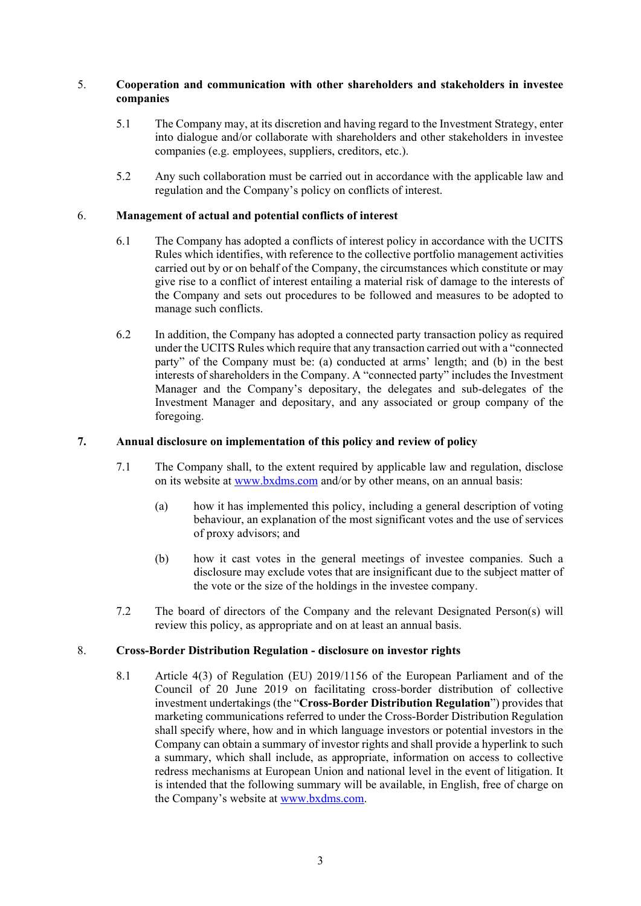## 5. Cooperation and communication with other shareholders and stakeholders in investee companies

5.1 The Company may, at its discretion and having regard to the Investment Strategy, enter into dialogue and/or collaborate with shareholders and other stakeholders in investee companies (e.g. employees, suppliers, creditors, etc.).

5.2 Any such collaboration must be carried out in accordance with the applicable law and regulation and the Company's policy on conflicts of interest.

## 6. Management of actual and potential conflicts of interest

6.1 The Company has adopted a conflicts of interest policy in accordance with the UCITS Rules which identifies, with reference to the collective portfolio management activities carried out by or on behalf of the Company, the circumstances which constitute or may give rise to a conflict of interest entailing a material risk of damage to the interests of the Company and sets out procedures to be followed and measures to be adopted to manage such conflicts.

6.2 In addition, the Company has adopted a connected party transaction policy as required under the UCITS Rules which require that any transaction carried out with a "connected party" of the Company must be: (a) conducted at arms' length; and (b) in the best interests of shareholders in the Company. A "connected party" includes the Investment Manager and the Company's depositary, the delegates and sub-delegates of the Investment Manager and depositary, and any associated or group company of the foregoing.

## 7. Annual disclosure on implementation of this policy and review of policy

7.1 The Company shall, to the extent required by applicable law and regulation, disclose on its website at [www.bxdms.com](http://www.bxdms.com) and/or by other means, on an annual basis:

(a) how it has implemented this policy, including a general description of voting behaviour, an explanation of the most significant votes and the use of services of proxy advisors; and

(b) how it cast votes in the general meetings of investee companies. Such a disclosure may exclude votes that are insignificant due to the subject matter of the vote or the size of the holdings in the investee company.

7.2 The board of directors of the Company and the relevant Designated Person(s) will review this policy, as appropriate and on at least an annual basis.

## 8. Cross-Border Distribution Regulation - disclosure on investor rights

8.1 Article 4(3) of Regulation (EU) 2019/1156 of the European Parliament and of the Council of 20 June 2019 on facilitating cross-border distribution of collective investment undertakings (the "**Cross-Border Distribution Regulation**") provides that marketing communications referred to under the Cross-Border Distribution Regulation shall specify where, how and in which language investors or potential investors in the Company can obtain a summary of investor rights and shall provide a hyperlink to such a summary, which shall include, as appropriate, information on access to collective redress mechanisms at European Union and national level in the event of litigation. It is intended that the following summary will be available, in English, free of charge on the Company's website at [www.bxdms.com](http://www.bxdms.com).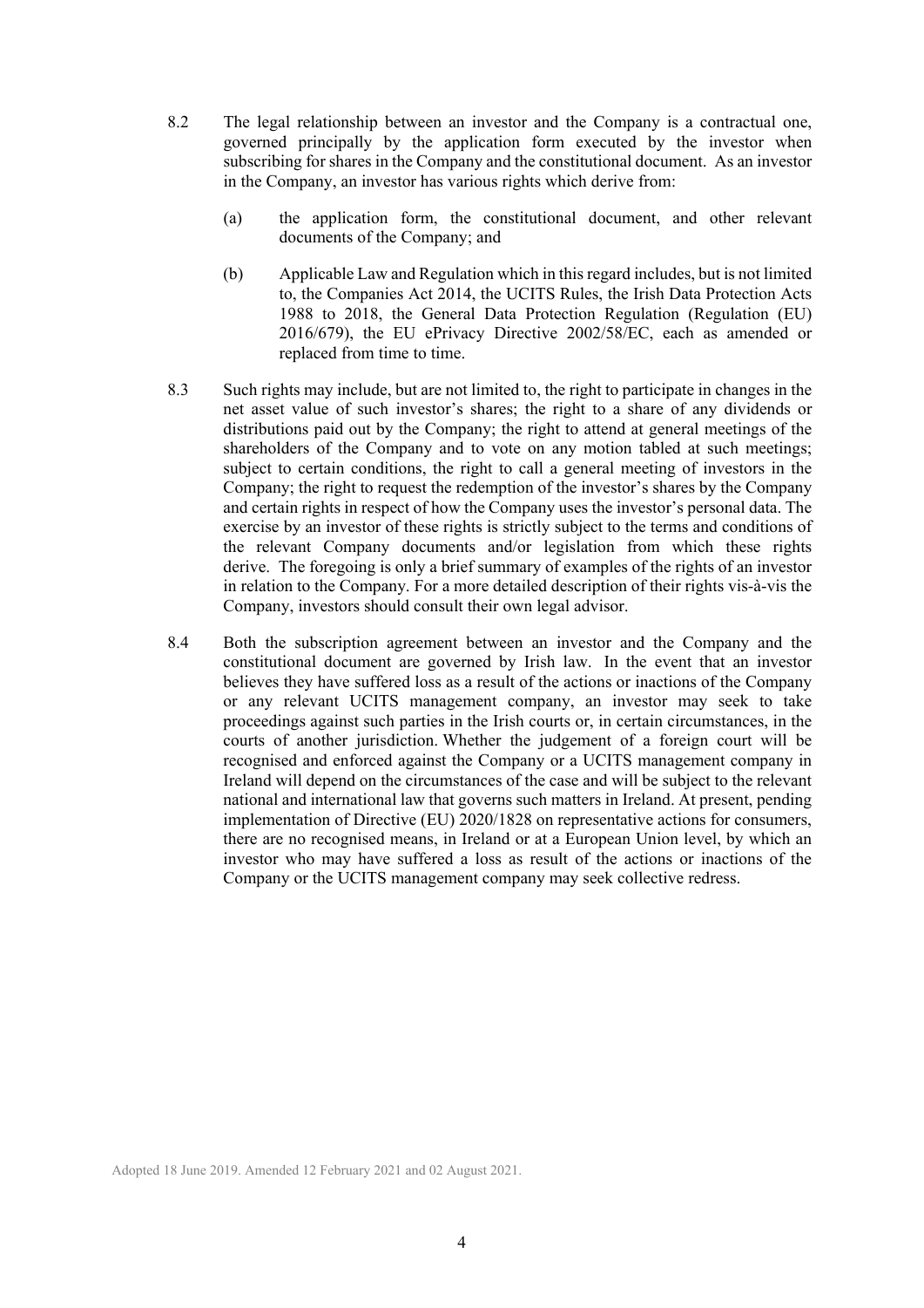8.2 The legal relationship between an investor and the Company is a contractual one, governed principally by the application form executed by the investor when subscribing for shares in the Company and the constitutional document. As an investor in the Company, an investor has various rights which derive from:

(a) the application form, the constitutional document, and other relevant documents of the Company; and

(b) Applicable Law and Regulation which in this regard includes, but is not limited to, the Companies Act 2014, the UCITS Rules, the Irish Data Protection Acts 1988 to 2018, the General Data Protection Regulation (Regulation (EU) 2016/679), the EU ePrivacy Directive 2002/58/EC, each as amended or replaced from time to time.

8.3 Such rights may include, but are not limited to, the right to participate in changes in the net asset value of such investor's shares; the right to a share of any dividends or distributions paid out by the Company; the right to attend at general meetings of the shareholders of the Company and to vote on any motion tabled at such meetings; subject to certain conditions, the right to call a general meeting of investors in the Company; the right to request the redemption of the investor's shares by the Company and certain rights in respect of how the Company uses the investor's personal data. The exercise by an investor of these rights is strictly subject to the terms and conditions of the relevant Company documents and/or legislation from which these rights derive. The foregoing is only a brief summary of examples of the rights of an investor in relation to the Company. For a more detailed description of their rights vis-à-vis the Company, investors should consult their own legal advisor.

8.4 Both the subscription agreement between an investor and the Company and the constitutional document are governed by Irish law. In the event that an investor believes they have suffered loss as a result of the actions or inactions of the Company or any relevant UCITS management company, an investor may seek to take proceedings against such parties in the Irish courts or, in certain circumstances, in the courts of another jurisdiction. Whether the judgement of a foreign court will be recognised and enforced against the Company or a UCITS management company in Ireland will depend on the circumstances of the case and will be subject to the relevant national and international law that governs such matters in Ireland. At present, pending implementation of Directive (EU) 2020/1828 on representative actions for consumers, there are no recognised means, in Ireland or at a European Union level, by which an investor who may have suffered a loss as result of the actions or inactions of the Company or the UCITS management company may seek collective redress.

Adopted 18 June 2019. Amended 12 February 2021 and 02 August 2021.